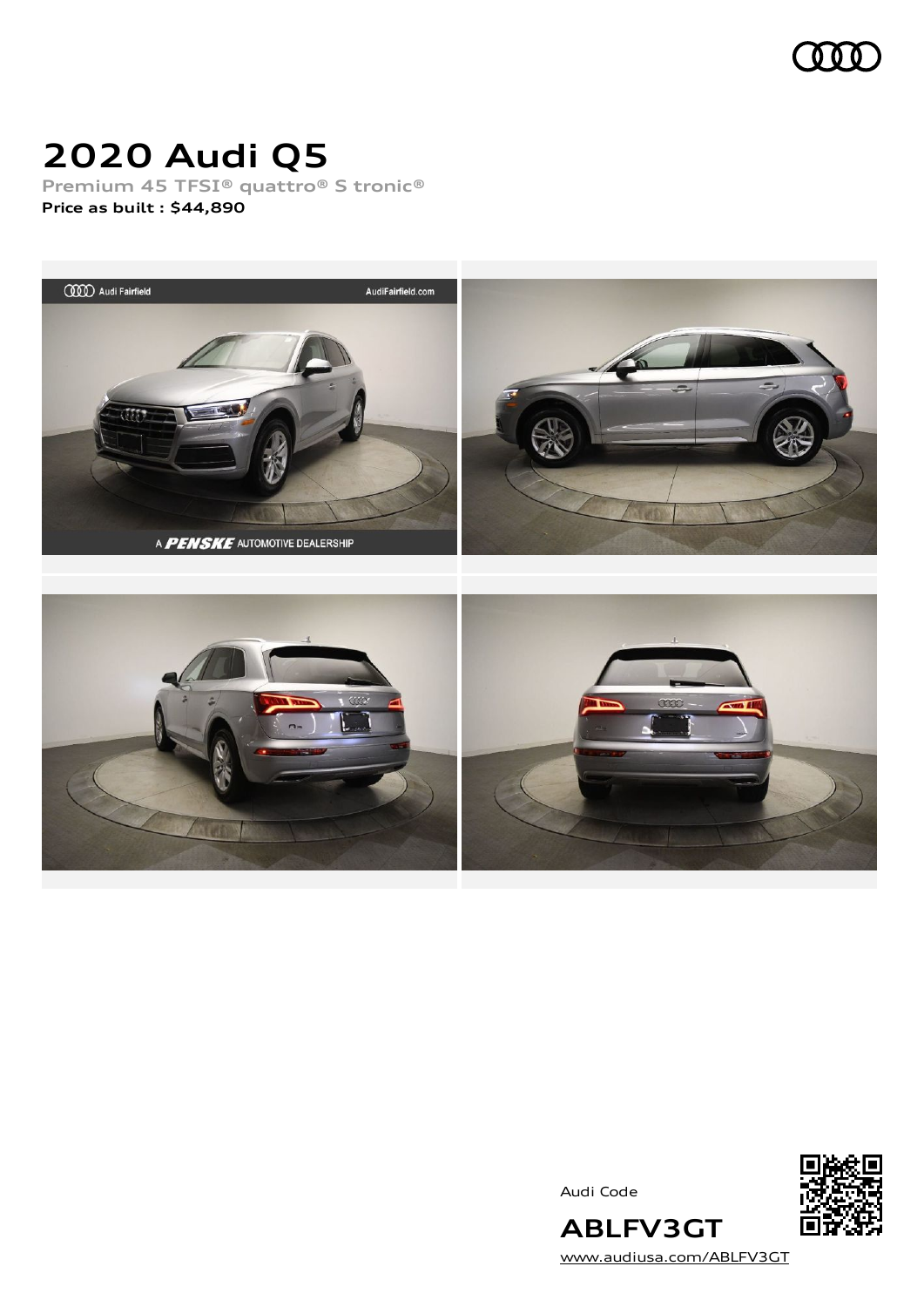# 2020 Audi Q5

Premium 45 TFSI® quattro® S tronic®

**Price as built : $44,890**

Audi Code

**ABLFV3GT**

www.audiusa.com/ABLFV3GT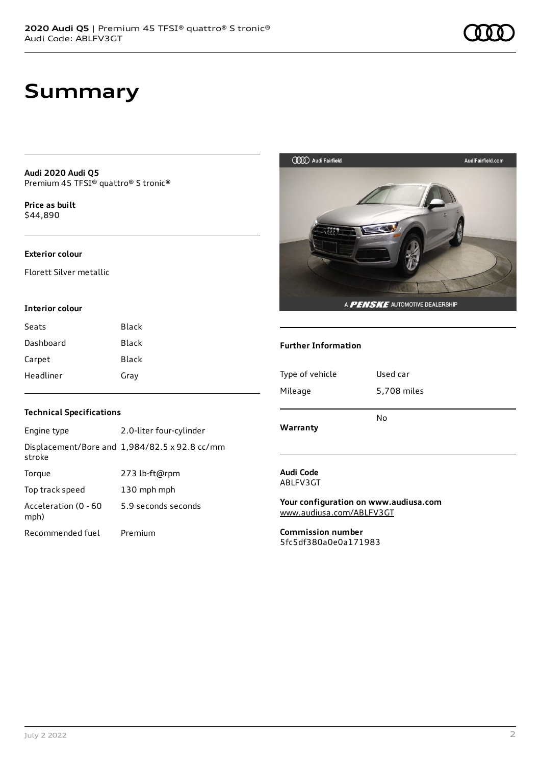# Summary

**Audi 2020 Audi Q5**
Premium 45 TFSI® quattro® S tronic®

**Price as built**
$44,890

**Exterior colour**

Florett Silver metallic

**Interior colour**

| | |
|---|---|
| Seats | Black |
| Dashboard | Black |
| Carpet | Black |
| Headliner | Gray |

**Technical Specifications**

| | |
|---|---|
| Engine type | 2.0-liter four-cylinder |
| Displacement/Bore and stroke | 1,984/82.5 x 92.8 cc/mm |
| Torque | 273 lb-ft@rpm |
| Top track speed | 130 mph mph |
| Acceleration (0 - 60 mph) | 5.9 seconds seconds |
| Recommended fuel | Premium |

**Further Information**

| | |
|---|---|
| Type of vehicle | Used car |
| Mileage | 5,708 miles |
| **Warranty** | No |

**Audi Code**
ABLFV3GT

**Your configuration on www.audiusa.com**
www.audiusa.com/ABLFV3GT

**Commission number**
5fc5df380a0e0a171983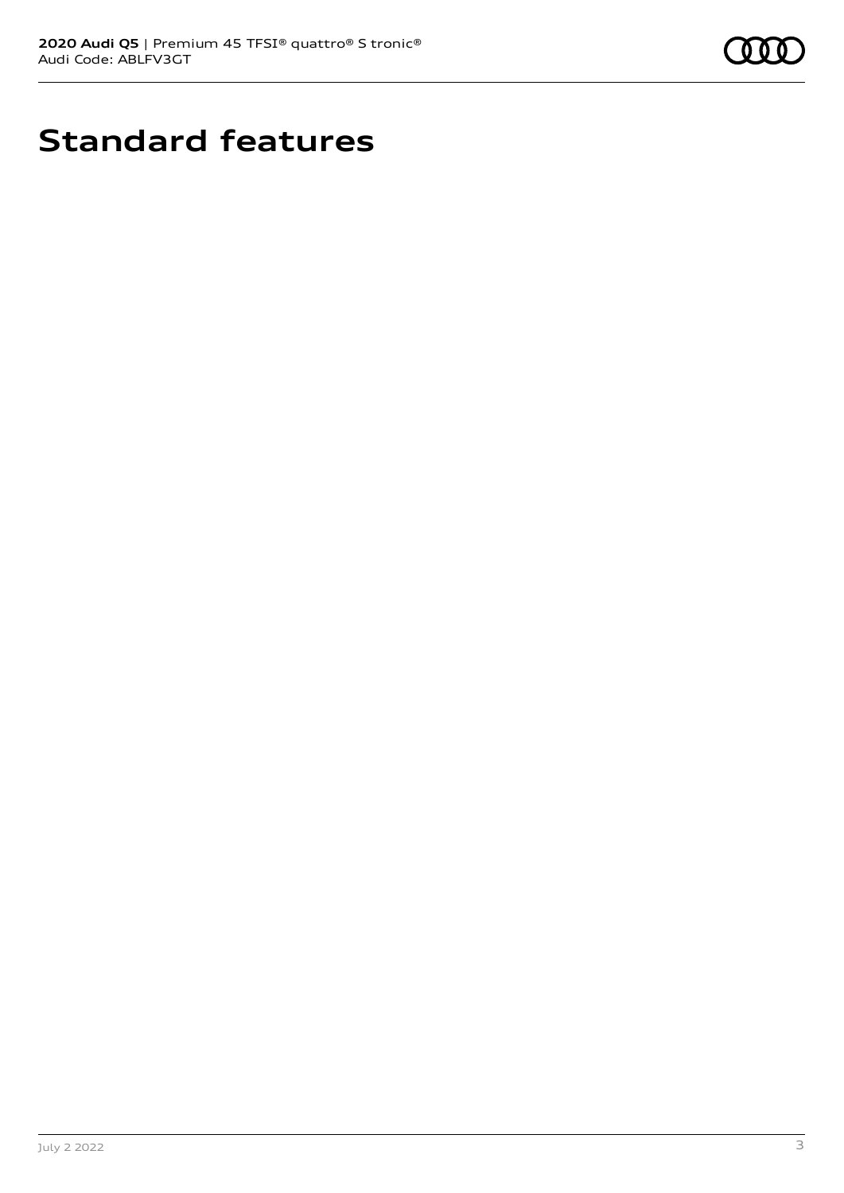# Standard features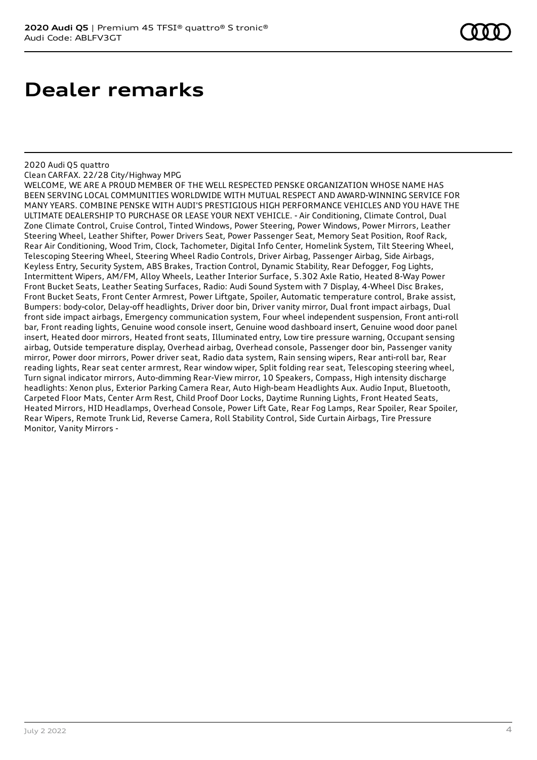# Dealer remarks

2020 Audi Q5 quattro
Clean CARFAX. 22/28 City/Highway MPG
WELCOME, WE ARE A PROUD MEMBER OF THE WELL RESPECTED PENSKE ORGANIZATION WHOSE NAME HAS BEEN SERVING LOCAL COMMUNITIES WORLDWIDE WITH MUTUAL RESPECT AND AWARD-WINNING SERVICE FOR MANY YEARS. COMBINE PENSKE WITH AUDI'S PRESTIGIOUS HIGH PERFORMANCE VEHICLES AND YOU HAVE THE ULTIMATE DEALERSHIP TO PURCHASE OR LEASE YOUR NEXT VEHICLE. - Air Conditioning, Climate Control, Dual Zone Climate Control, Cruise Control, Tinted Windows, Power Steering, Power Windows, Power Mirrors, Leather Steering Wheel, Leather Shifter, Power Drivers Seat, Power Passenger Seat, Memory Seat Position, Roof Rack, Rear Air Conditioning, Wood Trim, Clock, Tachometer, Digital Info Center, Homelink System, Tilt Steering Wheel, Telescoping Steering Wheel, Steering Wheel Radio Controls, Driver Airbag, Passenger Airbag, Side Airbags, Keyless Entry, Security System, ABS Brakes, Traction Control, Dynamic Stability, Rear Defogger, Fog Lights, Intermittent Wipers, AM/FM, Alloy Wheels, Leather Interior Surface, 5.302 Axle Ratio, Heated 8-Way Power Front Bucket Seats, Leather Seating Surfaces, Radio: Audi Sound System with 7 Display, 4-Wheel Disc Brakes, Front Bucket Seats, Front Center Armrest, Power Liftgate, Spoiler, Automatic temperature control, Brake assist, Bumpers: body-color, Delay-off headlights, Driver door bin, Driver vanity mirror, Dual front impact airbags, Dual front side impact airbags, Emergency communication system, Four wheel independent suspension, Front anti-roll bar, Front reading lights, Genuine wood console insert, Genuine wood dashboard insert, Genuine wood door panel insert, Heated door mirrors, Heated front seats, Illuminated entry, Low tire pressure warning, Occupant sensing airbag, Outside temperature display, Overhead airbag, Overhead console, Passenger door bin, Passenger vanity mirror, Power door mirrors, Power driver seat, Radio data system, Rain sensing wipers, Rear anti-roll bar, Rear reading lights, Rear seat center armrest, Rear window wiper, Split folding rear seat, Telescoping steering wheel, Turn signal indicator mirrors, Auto-dimming Rear-View mirror, 10 Speakers, Compass, High intensity discharge headlights: Xenon plus, Exterior Parking Camera Rear, Auto High-beam Headlights Aux. Audio Input, Bluetooth, Carpeted Floor Mats, Center Arm Rest, Child Proof Door Locks, Daytime Running Lights, Front Heated Seats, Heated Mirrors, HID Headlamps, Overhead Console, Power Lift Gate, Rear Fog Lamps, Rear Spoiler, Rear Spoiler, Rear Wipers, Remote Trunk Lid, Reverse Camera, Roll Stability Control, Side Curtain Airbags, Tire Pressure Monitor, Vanity Mirrors -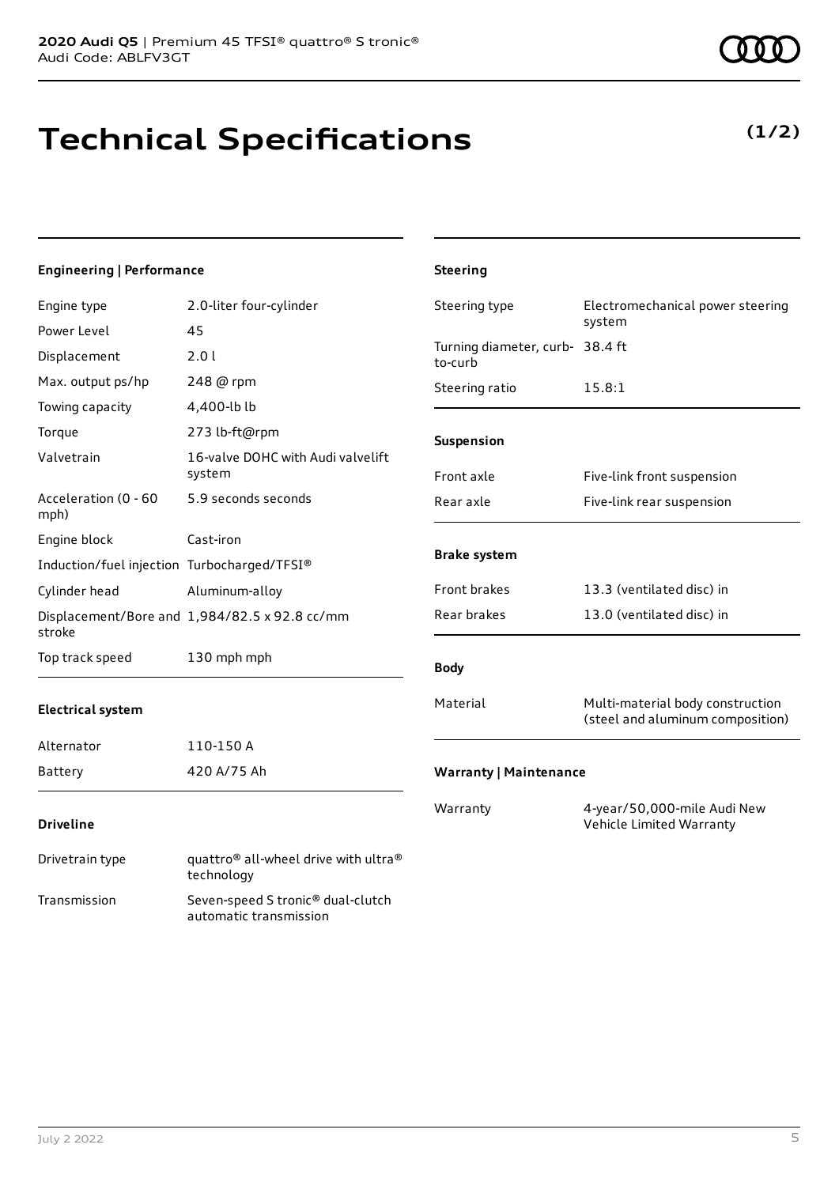2020 Audi Q5 | Premium 45 TFSI® quattro® S tronic®
Audi Code: ABLFV3GT

# Technical Specifications

**(1/2)**

### Engineering | Performance

| | |
|---|---|
| Engine type | 2.0-liter four-cylinder |
| Power Level | 45 |
| Displacement | 2.0 l |
| Max. output ps/hp | 248 @ rpm |
| Towing capacity | 4,400-lb lb |
| Torque | 273 lb-ft@rpm |
| Valvetrain | 16-valve DOHC with Audi valvelift system |
| Acceleration (0 - 60 mph) | 5.9 seconds seconds |
| Engine block | Cast-iron |
| Induction/fuel injection | Turbocharged/TFSI® |
| Cylinder head | Aluminum-alloy |
| Displacement/Bore and stroke | 1,984/82.5 x 92.8 cc/mm |
| Top track speed | 130 mph mph |

### Electrical system

| | |
|---|---|
| Alternator | 110-150 A |
| Battery | 420 A/75 Ah |

### Driveline

| | |
|---|---|
| Drivetrain type | quattro® all-wheel drive with ultra® technology |
| Transmission | Seven-speed S tronic® dual-clutch automatic transmission |

### Steering

| | |
|---|---|
| Steering type | Electromechanical power steering system |
| Turning diameter, curb-to-curb | 38.4 ft |
| Steering ratio | 15.8:1 |

### Suspension

| | |
|---|---|
| Front axle | Five-link front suspension |
| Rear axle | Five-link rear suspension |

### Brake system

| | |
|---|---|
| Front brakes | 13.3 (ventilated disc) in |
| Rear brakes | 13.0 (ventilated disc) in |

### Body

| | |
|---|---|
| Material | Multi-material body construction (steel and aluminum composition) |

### Warranty | Maintenance

| | |
|---|---|
| Warranty | 4-year/50,000-mile Audi New Vehicle Limited Warranty |

July 2 2022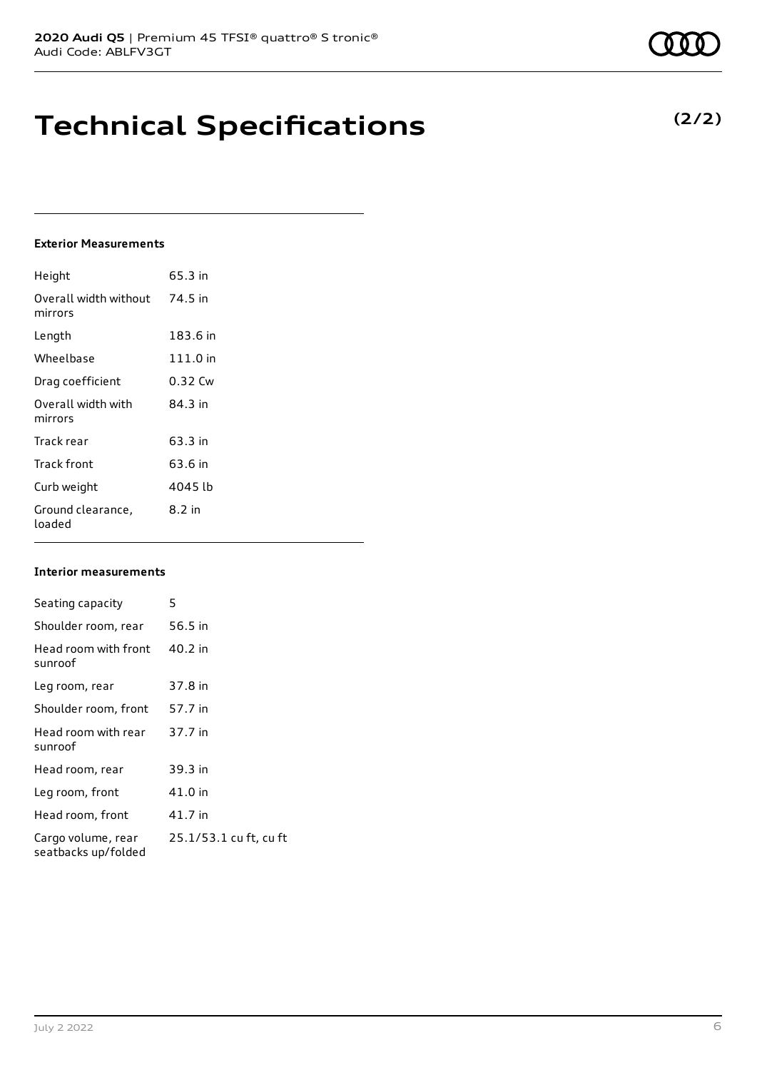# Technical Specifications

**(2/2)**

**Exterior Measurements**

| | |
|---|---|
| Height | 65.3 in |
| Overall width without mirrors | 74.5 in |
| Length | 183.6 in |
| Wheelbase | 111.0 in |
| Drag coefficient | 0.32 Cw |
| Overall width with mirrors | 84.3 in |
| Track rear | 63.3 in |
| Track front | 63.6 in |
| Curb weight | 4045 lb |
| Ground clearance, loaded | 8.2 in |

**Interior measurements**

| | |
|---|---|
| Seating capacity | 5 |
| Shoulder room, rear | 56.5 in |
| Head room with front sunroof | 40.2 in |
| Leg room, rear | 37.8 in |
| Shoulder room, front | 57.7 in |
| Head room with rear sunroof | 37.7 in |
| Head room, rear | 39.3 in |
| Leg room, front | 41.0 in |
| Head room, front | 41.7 in |
| Cargo volume, rear seatbacks up/folded | 25.1/53.1 cu ft, cu ft |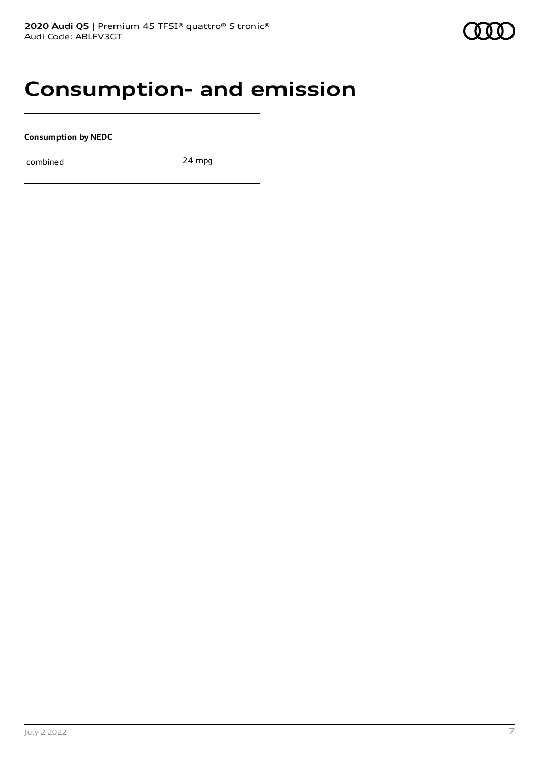# Consumption- and emission

**Consumption by NEDC**

| | |
|---|---|
| combined | 24 mpg |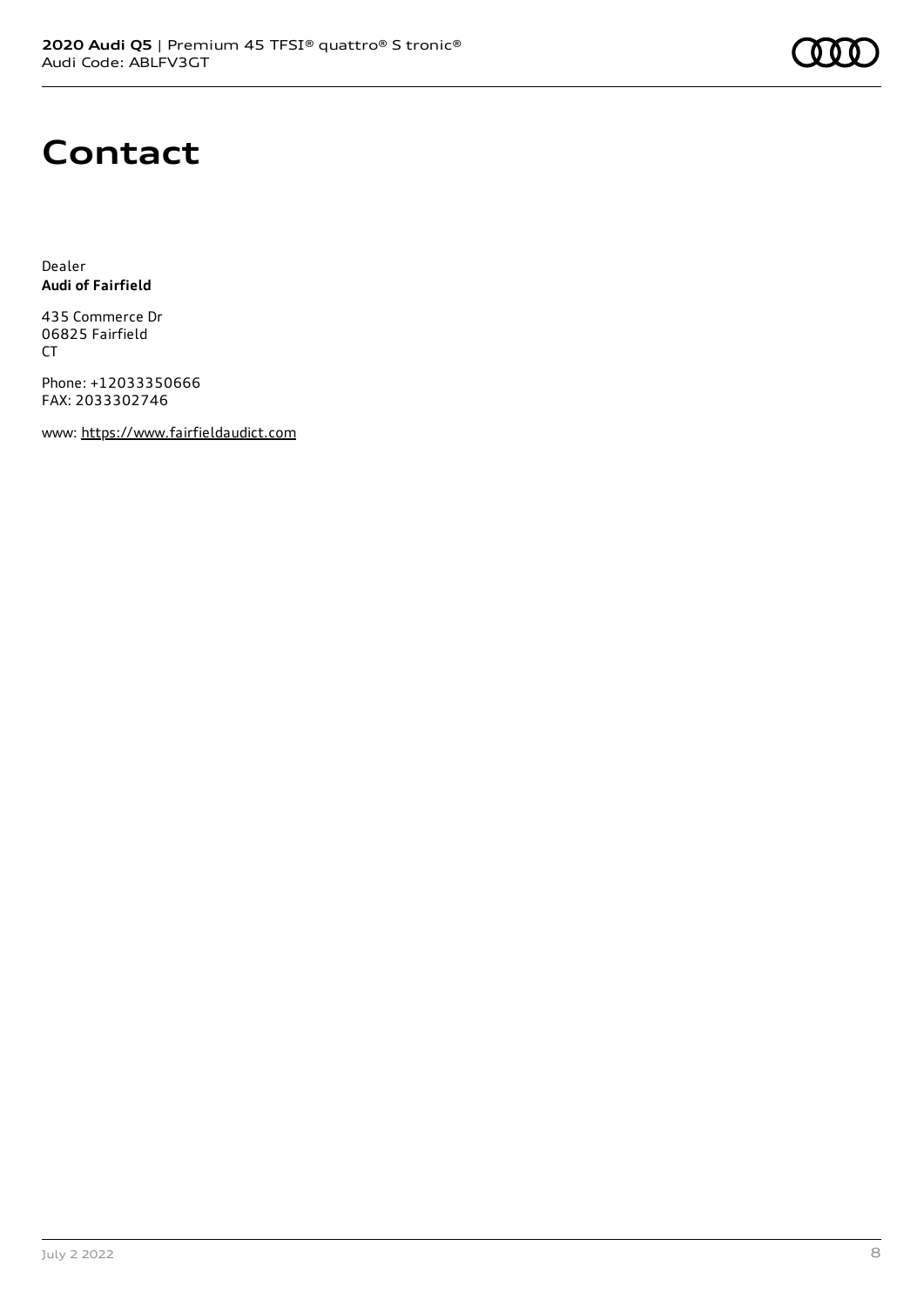# Contact

Dealer
**Audi of Fairfield**

435 Commerce Dr
06825 Fairfield
CT

Phone: +12033350666
FAX: 2033302746

www: https://www.fairfieldaudict.com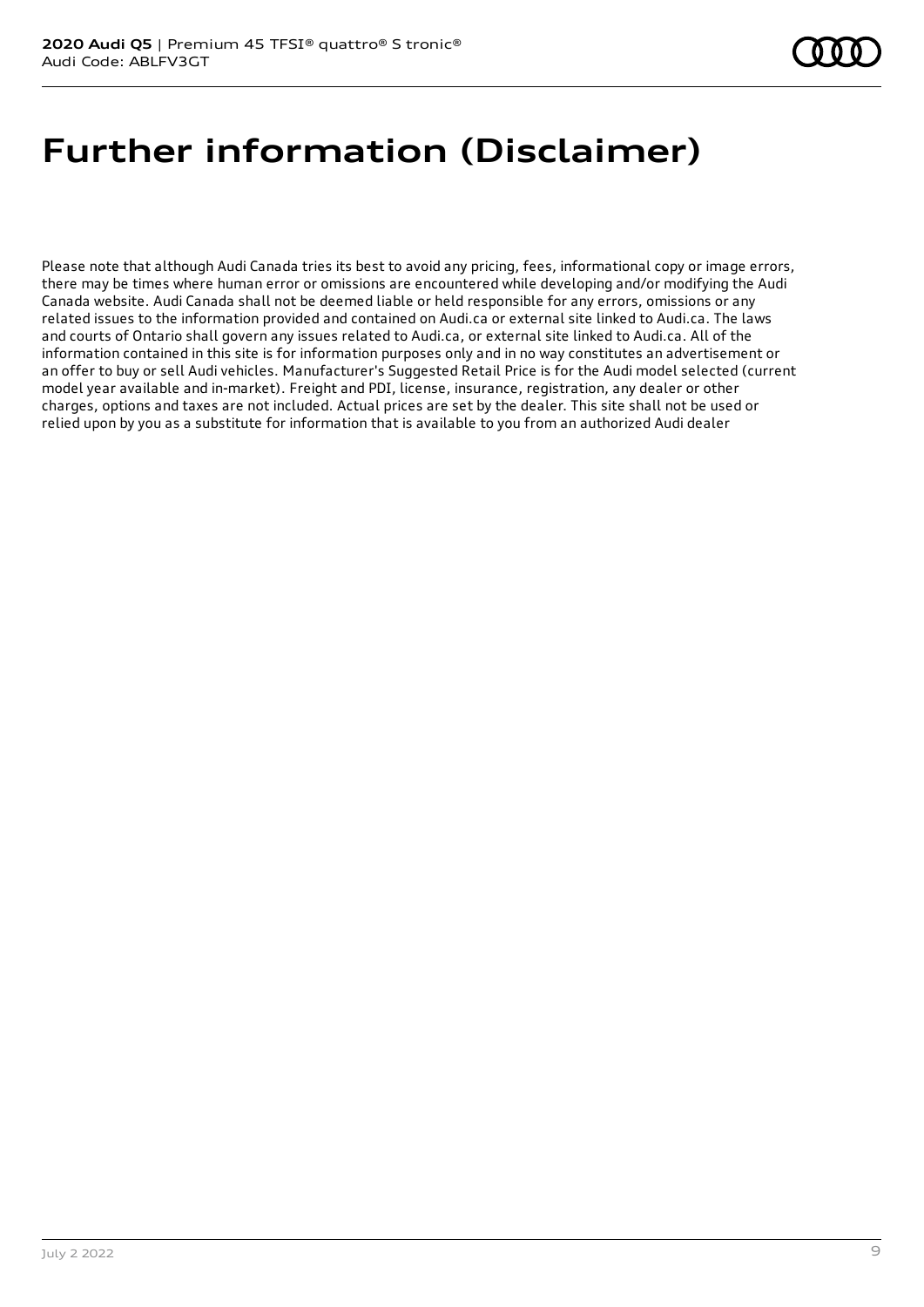# Further information (Disclaimer)

Please note that although Audi Canada tries its best to avoid any pricing, fees, informational copy or image errors, there may be times where human error or omissions are encountered while developing and/or modifying the Audi Canada website. Audi Canada shall not be deemed liable or held responsible for any errors, omissions or any related issues to the information provided and contained on Audi.ca or external site linked to Audi.ca. The laws and courts of Ontario shall govern any issues related to Audi.ca, or external site linked to Audi.ca. All of the information contained in this site is for information purposes only and in no way constitutes an advertisement or an offer to buy or sell Audi vehicles. Manufacturer's Suggested Retail Price is for the Audi model selected (current model year available and in-market). Freight and PDI, license, insurance, registration, any dealer or other charges, options and taxes are not included. Actual prices are set by the dealer. This site shall not be used or relied upon by you as a substitute for information that is available to you from an authorized Audi dealer